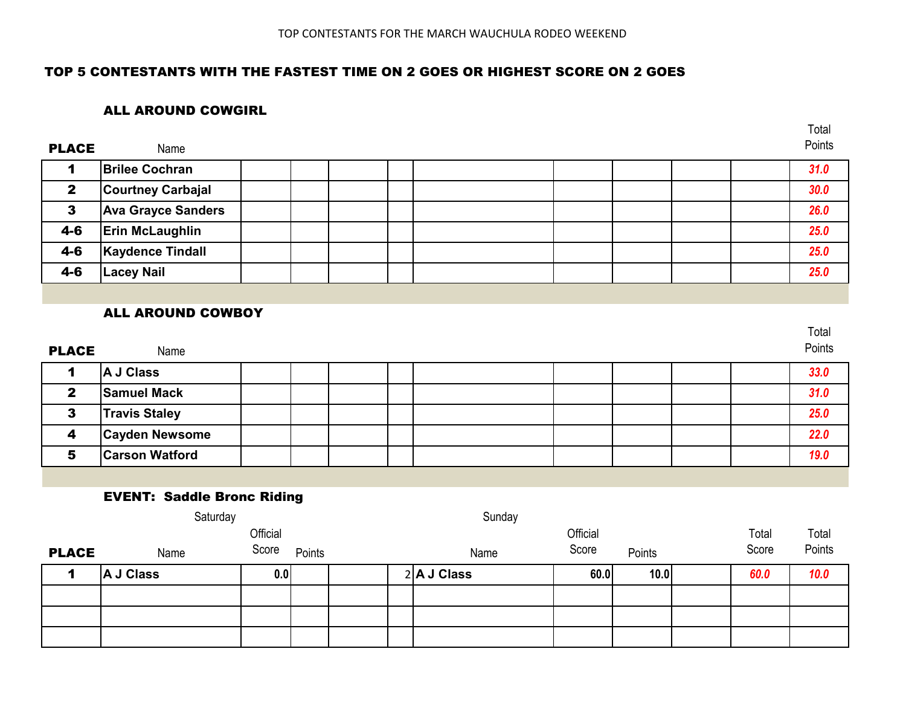TOP CONTESTANTS FOR THE MARCH WAUCHULA RODEO WEEKEND

## TOP 5 CONTESTANTS WITH THE FASTEST TIME ON 2 GOES OR HIGHEST SCORE ON 2 GOES

### ALL AROUND COWGIRL

| PLACE | Name | | | | | | | | | | Total Points |
|---|---|---|---|---|---|---|---|---|---|---|---|
| 1 | Brilee Cochran | | | | | | | | | | *31.0* |
| 2 | Courtney Carbajal | | | | | | | | | | *30.0* |
| 3 | Ava Grayce Sanders | | | | | | | | | | *26.0* |
| 4-6 | Erin McLaughlin | | | | | | | | | | *25.0* |
| 4-6 | Kaydence Tindall | | | | | | | | | | *25.0* |
| 4-6 | Lacey Nail | | | | | | | | | | *25.0* |

### ALL AROUND COWBOY

| PLACE | Name | | | | | | | | | | Total Points |
|---|---|---|---|---|---|---|---|---|---|---|---|
| 1 | A J Class | | | | | | | | | | *33.0* |
| 2 | Samuel Mack | | | | | | | | | | *31.0* |
| 3 | Travis Staley | | | | | | | | | | *25.0* |
| 4 | Cayden Newsome | | | | | | | | | | *22.0* |
| 5 | Carson Watford | | | | | | | | | | *19.0* |

### EVENT: Saddle Bronc Riding

| PLACE | Saturday Name | Official Score | Points | | | Sunday Name | Official Score | Points | | Total Score | Total Points |
|---|---|---|---|---|---|---|---|---|---|---|---|
| 1 | A J Class | 0.0 | | | 2 | A J Class | 60.0 | 10.0 | | *60.0* | *10.0* |
| | | | | | | | | | | | |
| | | | | | | | | | | | |
| | | | | | | | | | | | |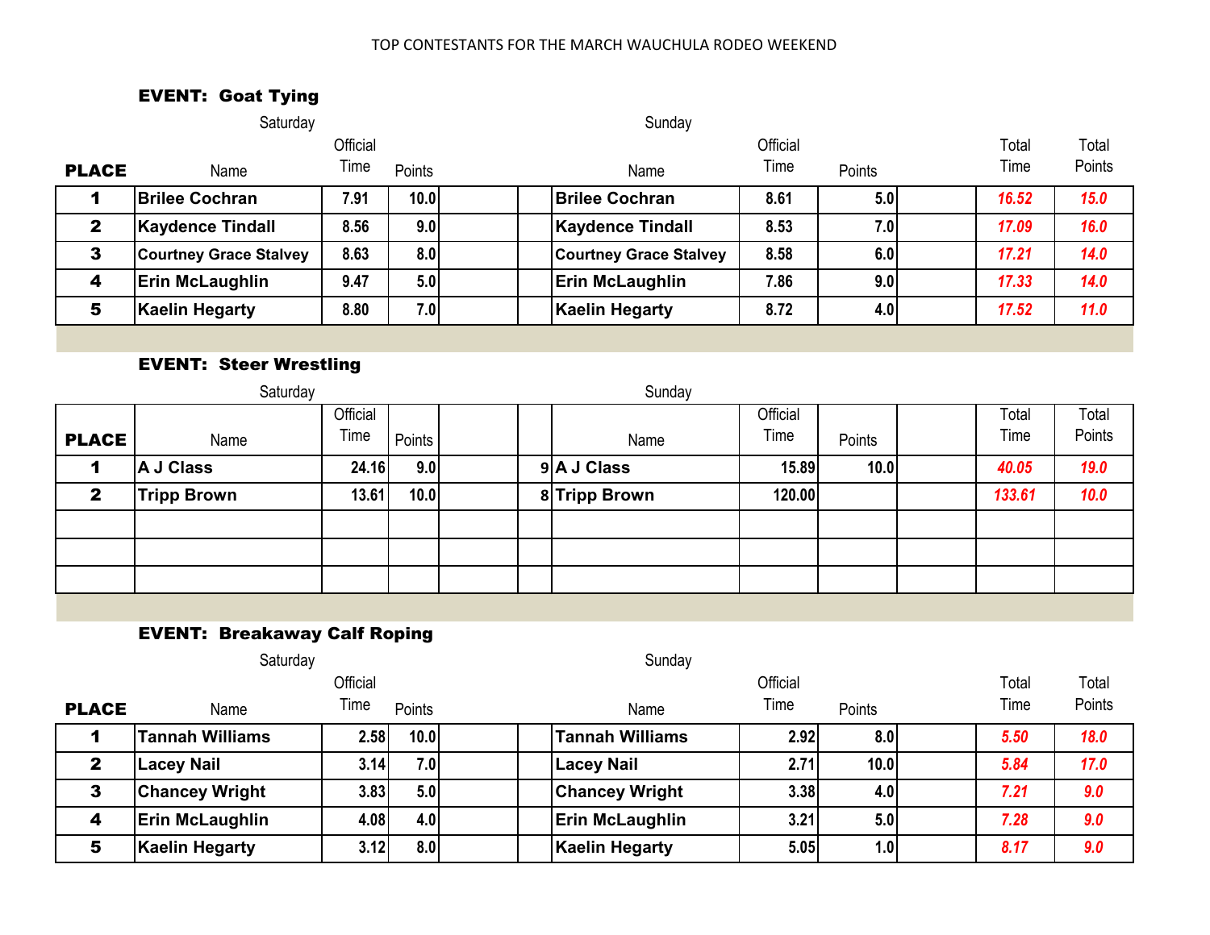TOP CONTESTANTS FOR THE MARCH WAUCHULA RODEO WEEKEND

**EVENT: Goat Tying**

| | Saturday | | | | | Sunday | | | | | |
|---|---|---|---|---|---|---|---|---|---|---|---|
| **PLACE** | Name | Official Time | Points | | | Name | Official Time | Points | | Total Time | Total Points |
| **1** | **Brilee Cochran** | 7.91 | 10.0 | | | **Brilee Cochran** | 8.61 | 5.0 | | *16.52* | *15.0* |
| **2** | **Kaydence Tindall** | 8.56 | 9.0 | | | **Kaydence Tindall** | 8.53 | 7.0 | | *17.09* | *16.0* |
| **3** | **Courtney Grace Stalvey** | 8.63 | 8.0 | | | **Courtney Grace Stalvey** | 8.58 | 6.0 | | *17.21* | *14.0* |
| **4** | **Erin McLaughlin** | 9.47 | 5.0 | | | **Erin McLaughlin** | 7.86 | 9.0 | | *17.33* | *14.0* |
| **5** | **Kaelin Hegarty** | 8.80 | 7.0 | | | **Kaelin Hegarty** | 8.72 | 4.0 | | *17.52* | *11.0* |

**EVENT: Steer Wrestling**

| | Saturday | | | | | Sunday | | | | | |
|---|---|---|---|---|---|---|---|---|---|---|---|
| **PLACE** | Name | Official Time | Points | | | Name | Official Time | Points | | Total Time | Total Points |
| **1** | **A J Class** | 24.16 | 9.0 | | 9 | **A J Class** | 15.89 | 10.0 | | *40.05* | *19.0* |
| **2** | **Tripp Brown** | 13.61 | 10.0 | | 8 | **Tripp Brown** | 120.00 | | | *133.61* | *10.0* |
| | | | | | | | | | | | |
| | | | | | | | | | | | |
| | | | | | | | | | | | |

**EVENT: Breakaway Calf Roping**

| | Saturday | | | | | Sunday | | | | | |
|---|---|---|---|---|---|---|---|---|---|---|---|
| **PLACE** | Name | Official Time | Points | | | Name | Official Time | Points | | Total Time | Total Points |
| **1** | **Tannah Williams** | 2.58 | 10.0 | | | **Tannah Williams** | 2.92 | 8.0 | | *5.50* | *18.0* |
| **2** | **Lacey Nail** | 3.14 | 7.0 | | | **Lacey Nail** | 2.71 | 10.0 | | *5.84* | *17.0* |
| **3** | **Chancey Wright** | 3.83 | 5.0 | | | **Chancey Wright** | 3.38 | 4.0 | | *7.21* | *9.0* |
| **4** | **Erin McLaughlin** | 4.08 | 4.0 | | | **Erin McLaughlin** | 3.21 | 5.0 | | *7.28* | *9.0* |
| **5** | **Kaelin Hegarty** | 3.12 | 8.0 | | | **Kaelin Hegarty** | 5.05 | 1.0 | | *8.17* | *9.0* |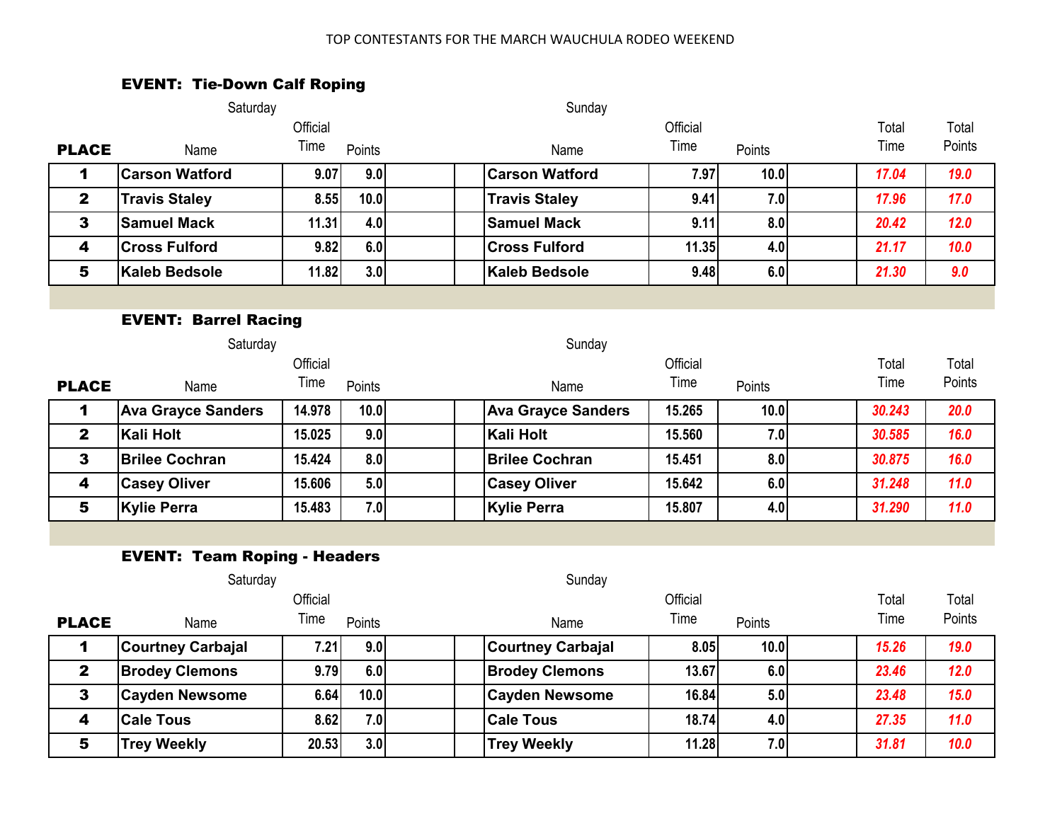TOP CONTESTANTS FOR THE MARCH WAUCHULA RODEO WEEKEND

## EVENT: Tie-Down Calf Roping

| PLACE | Saturday Name | Official Time | Points | | | Sunday Name | Official Time | Points | | Total Time | Total Points |
|---|---|---|---|---|---|---|---|---|---|---|---|
| 1 | **Carson Watford** | 9.07 | 9.0 | | | **Carson Watford** | 7.97 | 10.0 | | *17.04* | *19.0* |
| 2 | **Travis Staley** | 8.55 | 10.0 | | | **Travis Staley** | 9.41 | 7.0 | | *17.96* | *17.0* |
| 3 | **Samuel Mack** | 11.31 | 4.0 | | | **Samuel Mack** | 9.11 | 8.0 | | *20.42* | *12.0* |
| 4 | **Cross Fulford** | 9.82 | 6.0 | | | **Cross Fulford** | 11.35 | 4.0 | | *21.17* | *10.0* |
| 5 | **Kaleb Bedsole** | 11.82 | 3.0 | | | **Kaleb Bedsole** | 9.48 | 6.0 | | *21.30* | *9.0* |

## EVENT: Barrel Racing

| PLACE | Saturday Name | Official Time | Points | | | Sunday Name | Official Time | Points | | Total Time | Total Points |
|---|---|---|---|---|---|---|---|---|---|---|---|
| 1 | **Ava Grayce Sanders** | 14.978 | 10.0 | | | **Ava Grayce Sanders** | 15.265 | 10.0 | | *30.243* | *20.0* |
| 2 | **Kali Holt** | 15.025 | 9.0 | | | **Kali Holt** | 15.560 | 7.0 | | *30.585* | *16.0* |
| 3 | **Brilee Cochran** | 15.424 | 8.0 | | | **Brilee Cochran** | 15.451 | 8.0 | | *30.875* | *16.0* |
| 4 | **Casey Oliver** | 15.606 | 5.0 | | | **Casey Oliver** | 15.642 | 6.0 | | *31.248* | *11.0* |
| 5 | **Kylie Perra** | 15.483 | 7.0 | | | **Kylie Perra** | 15.807 | 4.0 | | *31.290* | *11.0* |

## EVENT: Team Roping - Headers

| PLACE | Saturday Name | Official Time | Points | | | Sunday Name | Official Time | Points | | Total Time | Total Points |
|---|---|---|---|---|---|---|---|---|---|---|---|
| 1 | **Courtney Carbajal** | 7.21 | 9.0 | | | **Courtney Carbajal** | 8.05 | 10.0 | | *15.26* | *19.0* |
| 2 | **Brodey Clemons** | 9.79 | 6.0 | | | **Brodey Clemons** | 13.67 | 6.0 | | *23.46* | *12.0* |
| 3 | **Cayden Newsome** | 6.64 | 10.0 | | | **Cayden Newsome** | 16.84 | 5.0 | | *23.48* | *15.0* |
| 4 | **Cale Tous** | 8.62 | 7.0 | | | **Cale Tous** | 18.74 | 4.0 | | *27.35* | *11.0* |
| 5 | **Trey Weekly** | 20.53 | 3.0 | | | **Trey Weekly** | 11.28 | 7.0 | | *31.81* | *10.0* |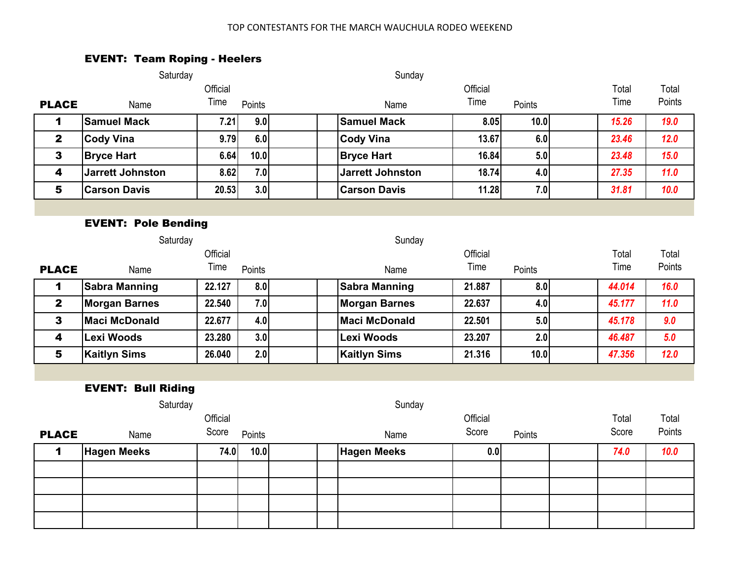TOP CONTESTANTS FOR THE MARCH WAUCHULA RODEO WEEKEND

## EVENT: Team Roping - Heelers

| PLACE | Saturday Name | Official Time | Points | | | Sunday Name | Official Time | Points | | Total Time | Total Points |
|---|---|---|---|---|---|---|---|---|---|---|---|
| 1 | Samuel Mack | 7.21 | 9.0 | | | Samuel Mack | 8.05 | 10.0 | | 15.26 | 19.0 |
| 2 | Cody Vina | 9.79 | 6.0 | | | Cody Vina | 13.67 | 6.0 | | 23.46 | 12.0 |
| 3 | Bryce Hart | 6.64 | 10.0 | | | Bryce Hart | 16.84 | 5.0 | | 23.48 | 15.0 |
| 4 | Jarrett Johnston | 8.62 | 7.0 | | | Jarrett Johnston | 18.74 | 4.0 | | 27.35 | 11.0 |
| 5 | Carson Davis | 20.53 | 3.0 | | | Carson Davis | 11.28 | 7.0 | | 31.81 | 10.0 |

## EVENT: Pole Bending

| PLACE | Saturday Name | Official Time | Points | | | Sunday Name | Official Time | Points | | Total Time | Total Points |
|---|---|---|---|---|---|---|---|---|---|---|---|
| 1 | Sabra Manning | 22.127 | 8.0 | | | Sabra Manning | 21.887 | 8.0 | | 44.014 | 16.0 |
| 2 | Morgan Barnes | 22.540 | 7.0 | | | Morgan Barnes | 22.637 | 4.0 | | 45.177 | 11.0 |
| 3 | Maci McDonald | 22.677 | 4.0 | | | Maci McDonald | 22.501 | 5.0 | | 45.178 | 9.0 |
| 4 | Lexi Woods | 23.280 | 3.0 | | | Lexi Woods | 23.207 | 2.0 | | 46.487 | 5.0 |
| 5 | Kaitlyn Sims | 26.040 | 2.0 | | | Kaitlyn Sims | 21.316 | 10.0 | | 47.356 | 12.0 |

## EVENT: Bull Riding

| PLACE | Saturday Name | Official Score | Points | | | Sunday Name | Official Score | Points | | Total Score | Total Points |
|---|---|---|---|---|---|---|---|---|---|---|---|
| 1 | Hagen Meeks | 74.0 | 10.0 | | | Hagen Meeks | 0.0 | | | 74.0 | 10.0 |
| | | | | | | | | | | | |
| | | | | | | | | | | | |
| | | | | | | | | | | | |
| | | | | | | | | | | | |